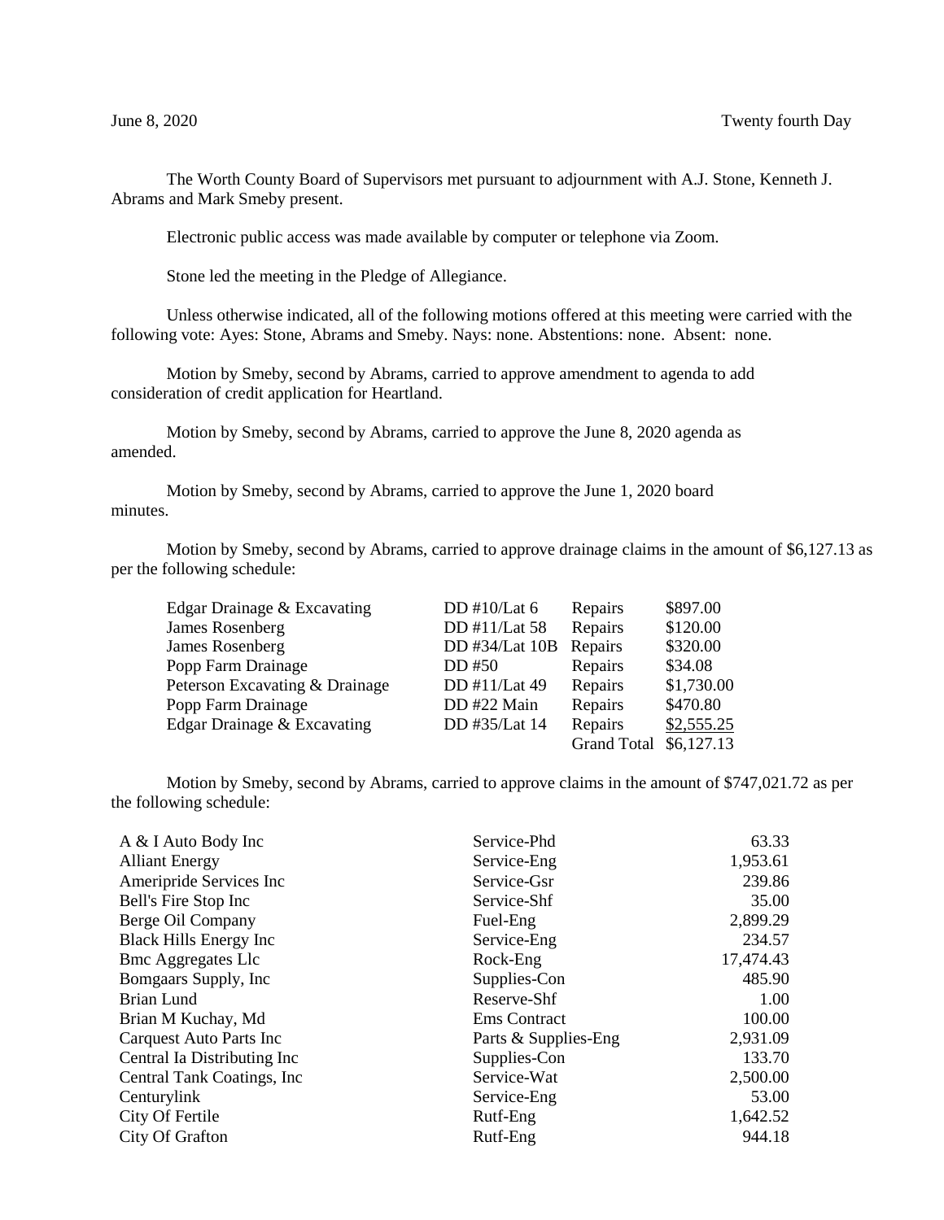June 8, 2020 Twenty fourth Day

The Worth County Board of Supervisors met pursuant to adjournment with A.J. Stone, Kenneth J. Abrams and Mark Smeby present.

Electronic public access was made available by computer or telephone via Zoom.

Stone led the meeting in the Pledge of Allegiance.

Unless otherwise indicated, all of the following motions offered at this meeting were carried with the following vote: Ayes: Stone, Abrams and Smeby. Nays: none. Abstentions: none. Absent: none.

Motion by Smeby, second by Abrams, carried to approve amendment to agenda to add consideration of credit application for Heartland.

Motion by Smeby, second by Abrams, carried to approve the June 8, 2020 agenda as amended.

Motion by Smeby, second by Abrams, carried to approve the June 1, 2020 board minutes.

Motion by Smeby, second by Abrams, carried to approve drainage claims in the amount of $6,127.13 as per the following schedule:

| | | | |
|---|---|---|---|
| Edgar Drainage & Excavating | DD #10/Lat 6 | Repairs | $897.00 |
| James Rosenberg | DD #11/Lat 58 | Repairs | $120.00 |
| James Rosenberg | DD #34/Lat 10B | Repairs | $320.00 |
| Popp Farm Drainage | DD #50 | Repairs | $34.08 |
| Peterson Excavating & Drainage | DD #11/Lat 49 | Repairs | $1,730.00 |
| Popp Farm Drainage | DD #22 Main | Repairs | $470.80 |
| Edgar Drainage & Excavating | DD #35/Lat 14 | Repairs | $2,555.25 |
| | | Grand Total | $6,127.13 |

Motion by Smeby, second by Abrams, carried to approve claims in the amount of $747,021.72 as per the following schedule:

| | | |
|---|---|---|
| A & I Auto Body Inc | Service-Phd | 63.33 |
| Alliant Energy | Service-Eng | 1,953.61 |
| Ameripride Services Inc | Service-Gsr | 239.86 |
| Bell's Fire Stop Inc | Service-Shf | 35.00 |
| Berge Oil Company | Fuel-Eng | 2,899.29 |
| Black Hills Energy Inc | Service-Eng | 234.57 |
| Bmc Aggregates Llc | Rock-Eng | 17,474.43 |
| Bomgaars Supply, Inc | Supplies-Con | 485.90 |
| Brian Lund | Reserve-Shf | 1.00 |
| Brian M Kuchay, Md | Ems Contract | 100.00 |
| Carquest Auto Parts Inc | Parts & Supplies-Eng | 2,931.09 |
| Central Ia Distributing Inc | Supplies-Con | 133.70 |
| Central Tank Coatings, Inc | Service-Wat | 2,500.00 |
| Centurylink | Service-Eng | 53.00 |
| City Of Fertile | Rutf-Eng | 1,642.52 |
| City Of Grafton | Rutf-Eng | 944.18 |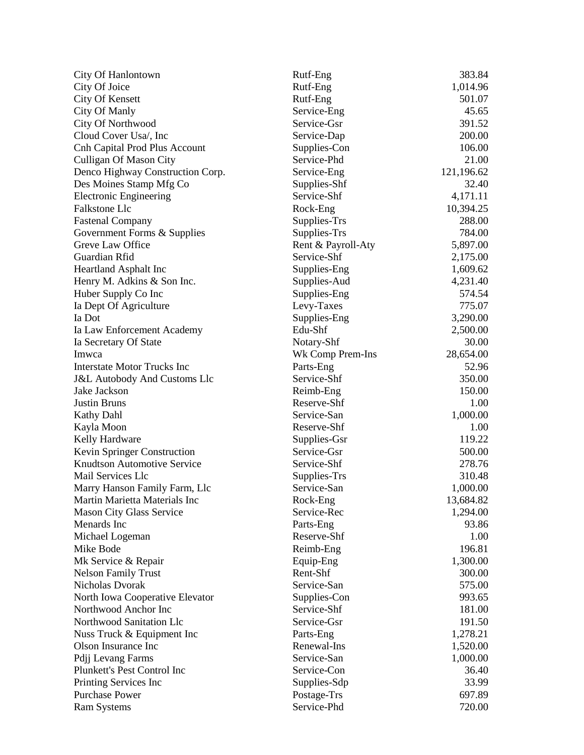| | | |
|---|---|---|
| City Of Hanlontown | Rutf-Eng | 383.84 |
| City Of Joice | Rutf-Eng | 1,014.96 |
| City Of Kensett | Rutf-Eng | 501.07 |
| City Of Manly | Service-Eng | 45.65 |
| City Of Northwood | Service-Gsr | 391.52 |
| Cloud Cover Usa/, Inc | Service-Dap | 200.00 |
| Cnh Capital Prod Plus Account | Supplies-Con | 106.00 |
| Culligan Of Mason City | Service-Phd | 21.00 |
| Denco Highway Construction Corp. | Service-Eng | 121,196.62 |
| Des Moines Stamp Mfg Co | Supplies-Shf | 32.40 |
| Electronic Engineering | Service-Shf | 4,171.11 |
| Falkstone Llc | Rock-Eng | 10,394.25 |
| Fastenal Company | Supplies-Trs | 288.00 |
| Government Forms & Supplies | Supplies-Trs | 784.00 |
| Greve Law Office | Rent & Payroll-Aty | 5,897.00 |
| Guardian Rfid | Service-Shf | 2,175.00 |
| Heartland Asphalt Inc | Supplies-Eng | 1,609.62 |
| Henry M. Adkins & Son Inc. | Supplies-Aud | 4,231.40 |
| Huber Supply Co Inc | Supplies-Eng | 574.54 |
| Ia Dept Of Agriculture | Levy-Taxes | 775.07 |
| Ia Dot | Supplies-Eng | 3,290.00 |
| Ia Law Enforcement Academy | Edu-Shf | 2,500.00 |
| Ia Secretary Of State | Notary-Shf | 30.00 |
| Imwca | Wk Comp Prem-Ins | 28,654.00 |
| Interstate Motor Trucks Inc | Parts-Eng | 52.96 |
| J&L Autobody And Customs Llc | Service-Shf | 350.00 |
| Jake Jackson | Reimb-Eng | 150.00 |
| Justin Bruns | Reserve-Shf | 1.00 |
| Kathy Dahl | Service-San | 1,000.00 |
| Kayla Moon | Reserve-Shf | 1.00 |
| Kelly Hardware | Supplies-Gsr | 119.22 |
| Kevin Springer Construction | Service-Gsr | 500.00 |
| Knudtson Automotive Service | Service-Shf | 278.76 |
| Mail Services Llc | Supplies-Trs | 310.48 |
| Marry Hanson Family Farm, Llc | Service-San | 1,000.00 |
| Martin Marietta Materials Inc | Rock-Eng | 13,684.82 |
| Mason City Glass Service | Service-Rec | 1,294.00 |
| Menards Inc | Parts-Eng | 93.86 |
| Michael Logeman | Reserve-Shf | 1.00 |
| Mike Bode | Reimb-Eng | 196.81 |
| Mk Service & Repair | Equip-Eng | 1,300.00 |
| Nelson Family Trust | Rent-Shf | 300.00 |
| Nicholas Dvorak | Service-San | 575.00 |
| North Iowa Cooperative Elevator | Supplies-Con | 993.65 |
| Northwood Anchor Inc | Service-Shf | 181.00 |
| Northwood Sanitation Llc | Service-Gsr | 191.50 |
| Nuss Truck & Equipment Inc | Parts-Eng | 1,278.21 |
| Olson Insurance Inc | Renewal-Ins | 1,520.00 |
| Pdjj Levang Farms | Service-San | 1,000.00 |
| Plunkett's Pest Control Inc | Service-Con | 36.40 |
| Printing Services Inc | Supplies-Sdp | 33.99 |
| Purchase Power | Postage-Trs | 697.89 |
| Ram Systems | Service-Phd | 720.00 |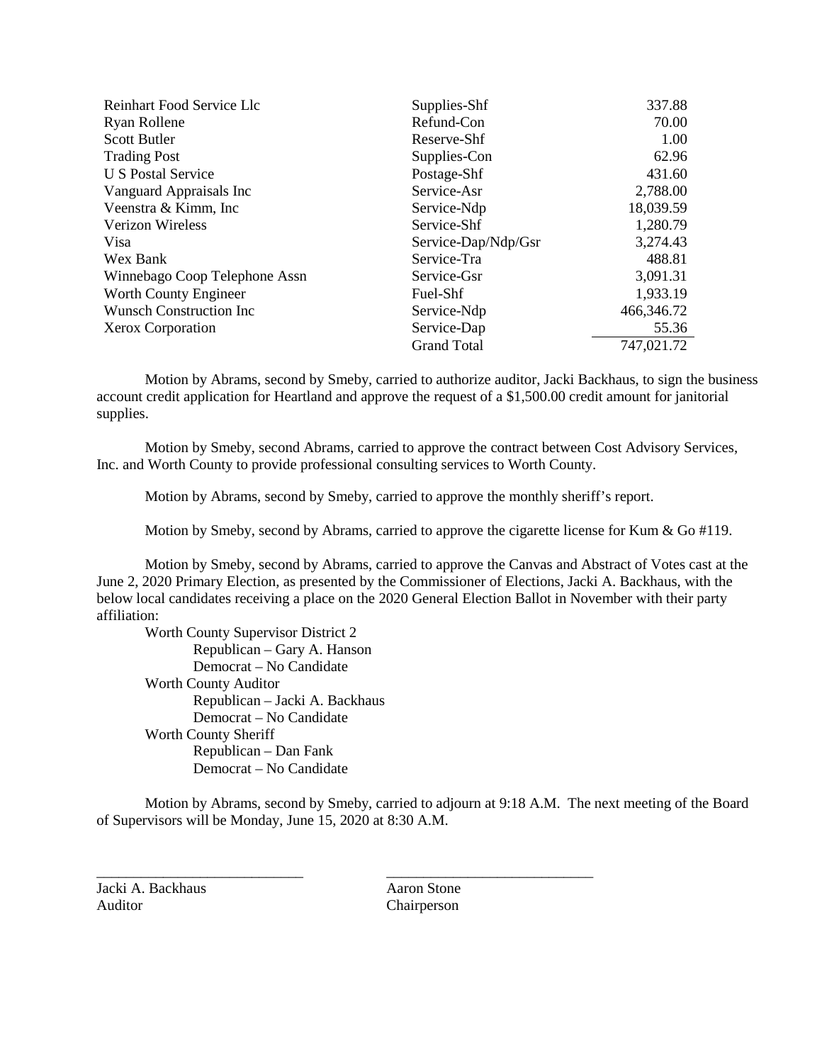| | | |
|---|---|---|
| Reinhart Food Service Llc | Supplies-Shf | 337.88 |
| Ryan Rollene | Refund-Con | 70.00 |
| Scott Butler | Reserve-Shf | 1.00 |
| Trading Post | Supplies-Con | 62.96 |
| U S Postal Service | Postage-Shf | 431.60 |
| Vanguard Appraisals Inc | Service-Asr | 2,788.00 |
| Veenstra & Kimm, Inc | Service-Ndp | 18,039.59 |
| Verizon Wireless | Service-Shf | 1,280.79 |
| Visa | Service-Dap/Ndp/Gsr | 3,274.43 |
| Wex Bank | Service-Tra | 488.81 |
| Winnebago Coop Telephone Assn | Service-Gsr | 3,091.31 |
| Worth County Engineer | Fuel-Shf | 1,933.19 |
| Wunsch Construction Inc | Service-Ndp | 466,346.72 |
| Xerox Corporation | Service-Dap | 55.36 |
| | Grand Total | 747,021.72 |

Motion by Abrams, second by Smeby, carried to authorize auditor, Jacki Backhaus, to sign the business account credit application for Heartland and approve the request of a $1,500.00 credit amount for janitorial supplies.

Motion by Smeby, second Abrams, carried to approve the contract between Cost Advisory Services, Inc. and Worth County to provide professional consulting services to Worth County.

Motion by Abrams, second by Smeby, carried to approve the monthly sheriff's report.

Motion by Smeby, second by Abrams, carried to approve the cigarette license for Kum & Go #119.

Motion by Smeby, second by Abrams, carried to approve the Canvas and Abstract of Votes cast at the June 2, 2020 Primary Election, as presented by the Commissioner of Elections, Jacki A. Backhaus, with the below local candidates receiving a place on the 2020 General Election Ballot in November with their party affiliation:

- Worth County Supervisor District 2
  - Republican – Gary A. Hanson
  - Democrat – No Candidate
- Worth County Auditor
  - Republican – Jacki A. Backhaus
  - Democrat – No Candidate
- Worth County Sheriff
  - Republican – Dan Fank
  - Democrat – No Candidate

Motion by Abrams, second by Smeby, carried to adjourn at 9:18 A.M. The next meeting of the Board of Supervisors will be Monday, June 15, 2020 at 8:30 A.M.

\_\_\_\_\_\_\_\_\_\_\_\_\_\_\_\_\_\_\_\_\_\_\_\_\_\_\_\_ \_\_\_\_\_\_\_\_\_\_\_\_\_\_\_\_\_\_\_\_\_\_\_\_\_\_\_\_

Jacki A. Backhaus
Auditor

Aaron Stone
Chairperson